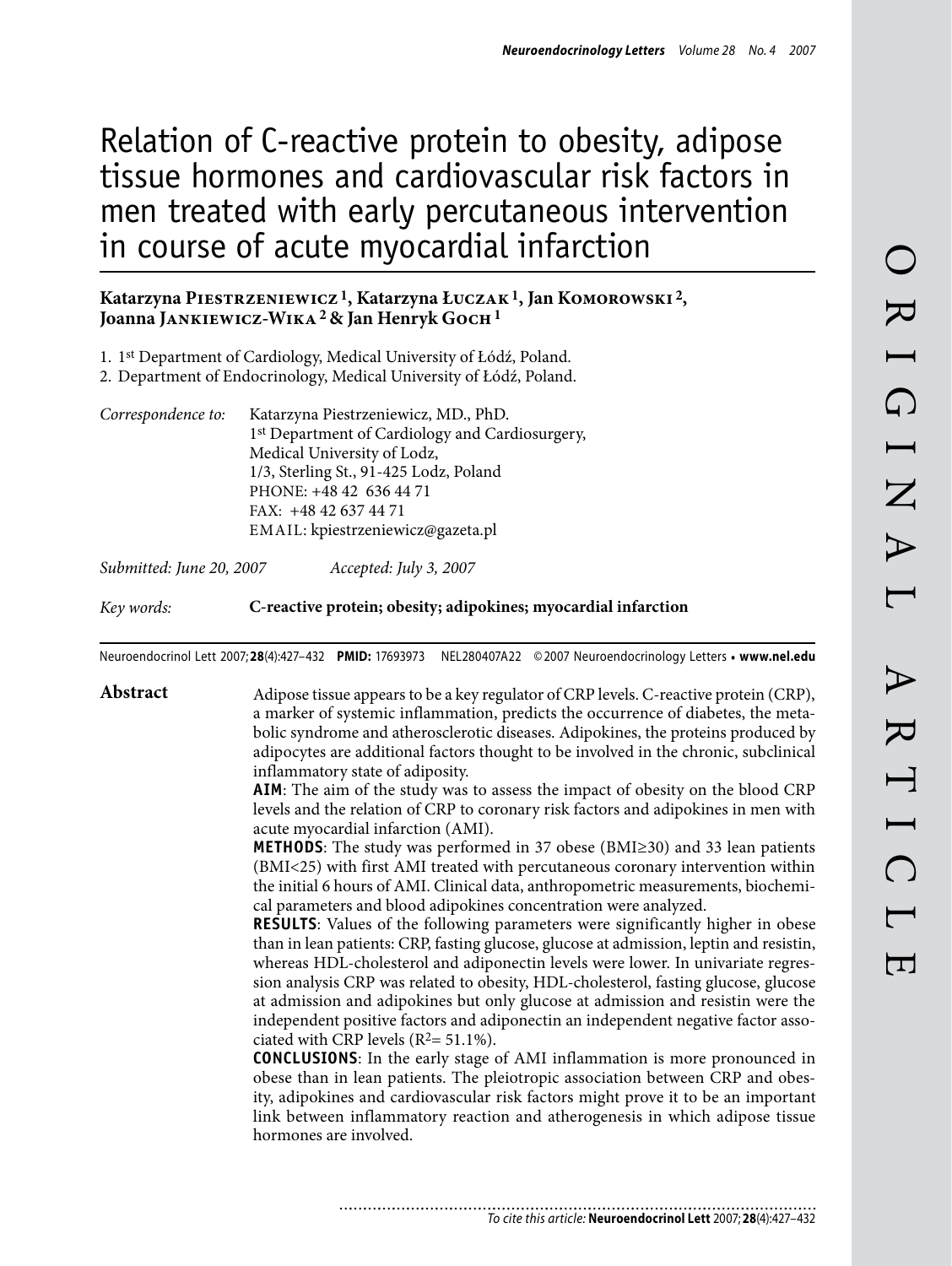# Relation of C-reactive protein to obesity, adipose tissue hormones and cardiovascular risk factors in men treated with early percutaneous intervention in course of acute myocardial infarction

**Katarzyna Piestrzeniewicz [1], Katarzyna Łuczak [1], Jan Komorowski [2], Joanna Jankiewicz-Wika [2] & Jan Henryk Goch [1]**

1. 1st Department of Cardiology, Medical University of Łódź, Poland.
2. Department of Endocrinology, Medical University of Łódź, Poland.

*Correspondence to:* Katarzyna Piestrzeniewicz, MD., PhD.
1st Department of Cardiology and Cardiosurgery,
Medical University of Lodz,
1/3, Sterling St., 91-425 Lodz, Poland
PHONE: +48 42 636 44 71
FAX: +48 42 637 44 71
EMAIL: kpiestrzeniewicz@gazeta.pl

*Submitted: June 20, 2007* *Accepted: July 3, 2007*

*Key words:* **C-reactive protein; obesity; adipokines; myocardial infarction**

Neuroendocrinol Lett 2007; **28**(4):427–432 **PMID:** 17693973 NEL280407A22 © 2007 Neuroendocrinology Letters • **www.nel.edu**

## Abstract

Adipose tissue appears to be a key regulator of CRP levels. C-reactive protein (CRP), a marker of systemic inflammation, predicts the occurrence of diabetes, the metabolic syndrome and atherosclerotic diseases. Adipokines, the proteins produced by adipocytes are additional factors thought to be involved in the chronic, subclinical inflammatory state of adiposity.

**AIM**: The aim of the study was to assess the impact of obesity on the blood CRP levels and the relation of CRP to coronary risk factors and adipokines in men with acute myocardial infarction (AMI).

**METHODS**: The study was performed in 37 obese (BMI≥30) and 33 lean patients (BMI<25) with first AMI treated with percutaneous coronary intervention within the initial 6 hours of AMI. Clinical data, anthropometric measurements, biochemical parameters and blood adipokines concentration were analyzed.

**RESULTS**: Values of the following parameters were significantly higher in obese than in lean patients: CRP, fasting glucose, glucose at admission, leptin and resistin, whereas HDL-cholesterol and adiponectin levels were lower. In univariate regression analysis CRP was related to obesity, HDL-cholesterol, fasting glucose, glucose at admission and adipokines but only glucose at admission and resistin were the independent positive factors and adiponectin an independent negative factor associated with CRP levels ($R^2$= 51.1%).

**CONCLUSIONS**: In the early stage of AMI inflammation is more pronounced in obese than in lean patients. The pleiotropic association between CRP and obesity, adipokines and cardiovascular risk factors might prove it to be an important link between inflammatory reaction and atherogenesis in which adipose tissue hormones are involved.

*To cite this article:* **Neuroendocrinol Lett** 2007; **28**(4):427–432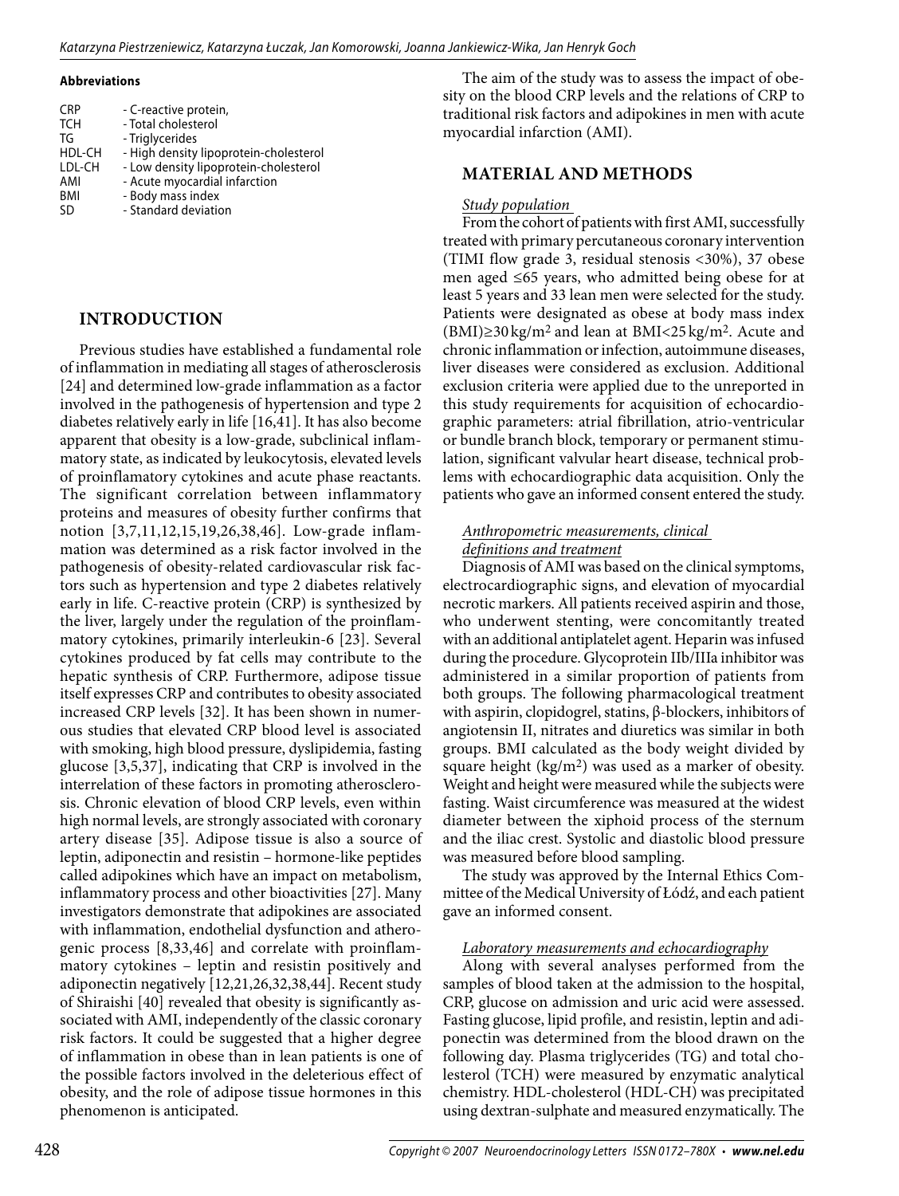#### Abbreviations

| | |
|---|---|
| CRP | - C-reactive protein, |
| TCH | - Total cholesterol |
| TG | - Triglycerides |
| HDL-CH | - High density lipoprotein-cholesterol |
| LDL-CH | - Low density lipoprotein-cholesterol |
| AMI | - Acute myocardial infarction |
| BMI | - Body mass index |
| SD | - Standard deviation |

## INTRODUCTION

Previous studies have established a fundamental role of inflammation in mediating all stages of atherosclerosis [24] and determined low-grade inflammation as a factor involved in the pathogenesis of hypertension and type 2 diabetes relatively early in life [16,41]. It has also become apparent that obesity is a low-grade, subclinical inflammatory state, as indicated by leukocytosis, elevated levels of proinflammatory cytokines and acute phase reactants. The significant correlation between inflammatory proteins and measures of obesity further confirms that notion [3,7,11,12,15,19,26,38,46]. Low-grade inflammation was determined as a risk factor involved in the pathogenesis of obesity-related cardiovascular risk factors such as hypertension and type 2 diabetes relatively early in life. C-reactive protein (CRP) is synthesized by the liver, largely under the regulation of the proinflammatory cytokines, primarily interleukin-6 [23]. Several cytokines produced by fat cells may contribute to the hepatic synthesis of CRP. Furthermore, adipose tissue itself expresses CRP and contributes to obesity associated increased CRP levels [32]. It has been shown in numerous studies that elevated CRP blood level is associated with smoking, high blood pressure, dyslipidemia, fasting glucose [3,5,37], indicating that CRP is involved in the interrelation of these factors in promoting atherosclerosis. Chronic elevation of blood CRP levels, even within high normal levels, are strongly associated with coronary artery disease [35]. Adipose tissue is also a source of leptin, adiponectin and resistin – hormone-like peptides called adipokines which have an impact on metabolism, inflammatory process and other bioactivities [27]. Many investigators demonstrate that adipokines are associated with inflammation, endothelial dysfunction and atherogenic process [8,33,46] and correlate with proinflammatory cytokines – leptin and resistin positively and adiponectin negatively [12,21,26,32,38,44]. Recent study of Shiraishi [40] revealed that obesity is significantly associated with AMI, independently of the classic coronary risk factors. It could be suggested that a higher degree of inflammation in obese than in lean patients is one of the possible factors involved in the deleterious effect of obesity, and the role of adipose tissue hormones in this phenomenon is anticipated.

The aim of the study was to assess the impact of obesity on the blood CRP levels and the relations of CRP to traditional risk factors and adipokines in men with acute myocardial infarction (AMI).

## MATERIAL AND METHODS

*Study population*

From the cohort of patients with first AMI, successfully treated with primary percutaneous coronary intervention (TIMI flow grade 3, residual stenosis <30%), 37 obese men aged ≤65 years, who admitted being obese for at least 5 years and 33 lean men were selected for the study. Patients were designated as obese at body mass index (BMI)≥30 kg/m$^2$ and lean at BMI<25 kg/m$^2$. Acute and chronic inflammation or infection, autoimmune diseases, liver diseases were considered as exclusion. Additional exclusion criteria were applied due to the unreported in this study requirements for acquisition of echocardiographic parameters: atrial fibrillation, atrio-ventricular or bundle branch block, temporary or permanent stimulation, significant valvular heart disease, technical problems with echocardiographic data acquisition. Only the patients who gave an informed consent entered the study.

*Anthropometric measurements, clinical definitions and treatment*

Diagnosis of AMI was based on the clinical symptoms, electrocardiographic signs, and elevation of myocardial necrotic markers. All patients received aspirin and those, who underwent stenting, were concomitantly treated with an additional antiplatelet agent. Heparin was infused during the procedure. Glycoprotein IIb/IIIa inhibitor was administered in a similar proportion of patients from both groups. The following pharmacological treatment with aspirin, clopidogrel, statins, β-blockers, inhibitors of angiotensin II, nitrates and diuretics was similar in both groups. BMI calculated as the body weight divided by square height (kg/m$^2$) was used as a marker of obesity. Weight and height were measured while the subjects were fasting. Waist circumference was measured at the widest diameter between the xiphoid process of the sternum and the iliac crest. Systolic and diastolic blood pressure was measured before blood sampling.

The study was approved by the Internal Ethics Committee of the Medical University of Łódź, and each patient gave an informed consent.

*Laboratory measurements and echocardiography*

Along with several analyses performed from the samples of blood taken at the admission to the hospital, CRP, glucose on admission and uric acid were assessed. Fasting glucose, lipid profile, and resistin, leptin and adiponectin was determined from the blood drawn on the following day. Plasma triglycerides (TG) and total cholesterol (TCH) were measured by enzymatic analytical chemistry. HDL-cholesterol (HDL-CH) was precipitated using dextran-sulphate and measured enzymatically. The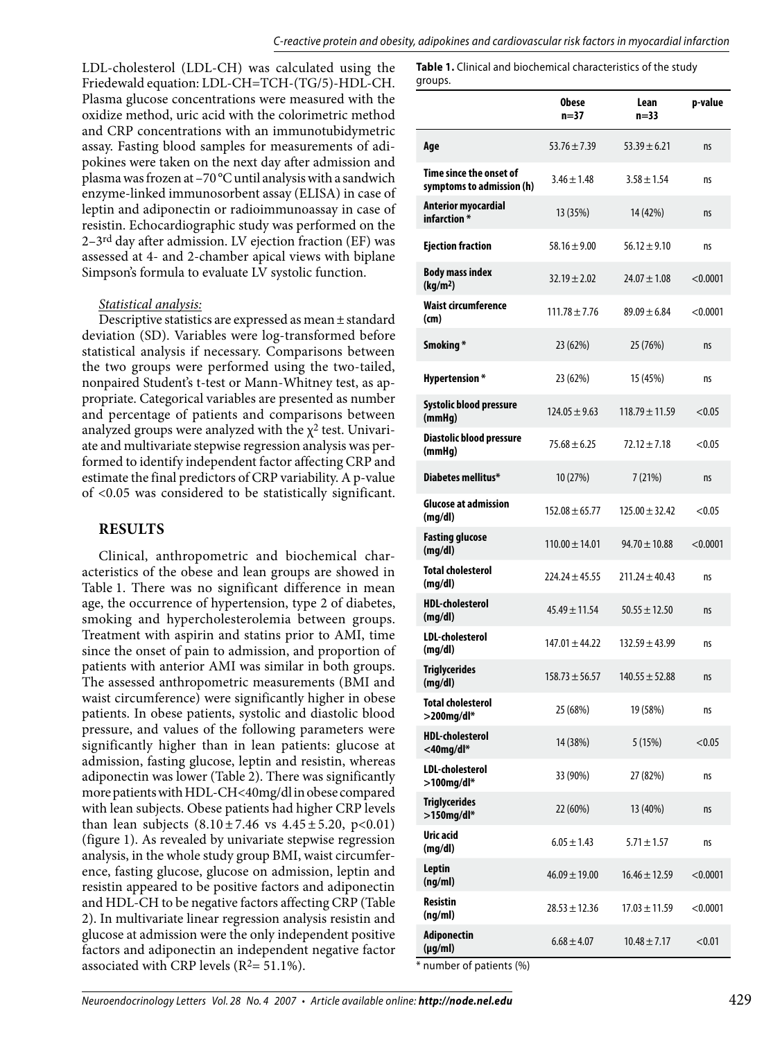LDL-cholesterol (LDL-CH) was calculated using the Friedewald equation: LDL-CH=TCH-(TG/5)-HDL-CH. Plasma glucose concentrations were measured with the oxidize method, uric acid with the colorimetric method and CRP concentrations with an immunotubidymetric assay. Fasting blood samples for measurements of adipokines were taken on the next day after admission and plasma was frozen at –70 °C until analysis with a sandwich enzyme-linked immunosorbent assay (ELISA) in case of leptin and adiponectin or radioimmunoassay in case of resistin. Echocardiographic study was performed on the 2–3rd day after admission. LV ejection fraction (EF) was assessed at 4- and 2-chamber apical views with biplane Simpson's formula to evaluate LV systolic function.

*Statistical analysis:*

Descriptive statistics are expressed as mean ± standard deviation (SD). Variables were log-transformed before statistical analysis if necessary. Comparisons between the two groups were performed using the two-tailed, nonpaired Student's t-test or Mann-Whitney test, as appropriate. Categorical variables are presented as number and percentage of patients and comparisons between analyzed groups were analyzed with the $\chi^2$ test. Univariate and multivariate stepwise regression analysis was performed to identify independent factor affecting CRP and estimate the final predictors of CRP variability. A p-value of <0.05 was considered to be statistically significant.

## RESULTS

Clinical, anthropometric and biochemical characteristics of the obese and lean groups are showed in Table 1. There was no significant difference in mean age, the occurrence of hypertension, type 2 of diabetes, smoking and hypercholesterolemia between groups. Treatment with aspirin and statins prior to AMI, time since the onset of pain to admission, and proportion of patients with anterior AMI was similar in both groups. The assessed anthropometric measurements (BMI and waist circumference) were significantly higher in obese patients. In obese patients, systolic and diastolic blood pressure, and values of the following parameters were significantly higher than in lean patients: glucose at admission, fasting glucose, leptin and resistin, whereas adiponectin was lower (Table 2). There was significantly more patients with HDL-CH<40mg/dl in obese compared with lean subjects. Obese patients had higher CRP levels than lean subjects (8.10 ± 7.46 vs 4.45 ± 5.20, p<0.01) (figure 1). As revealed by univariate stepwise regression analysis, in the whole study group BMI, waist circumference, fasting glucose, glucose on admission, leptin and resistin appeared to be positive factors and adiponectin and HDL-CH to be negative factors affecting CRP (Table 2). In multivariate linear regression analysis resistin and glucose at admission were the only independent positive factors and adiponectin an independent negative factor associated with CRP levels ($R^2$= 51.1%).

**Table 1.** Clinical and biochemical characteristics of the study groups.

| | Obese n=37 | Lean n=33 | p-value |
|---|---|---|---|
| **Age** | 53.76 ± 7.39 | 53.39 ± 6.21 | ns |
| **Time since the onset of symptoms to admission (h)** | 3.46 ± 1.48 | 3.58 ± 1.54 | ns |
| **Anterior myocardial infarction \*** | 13 (35%) | 14 (42%) | ns |
| **Ejection fraction** | 58.16 ± 9.00 | 56.12 ± 9.10 | ns |
| **Body mass index (kg/m²)** | 32.19 ± 2.02 | 24.07 ± 1.08 | <0.0001 |
| **Waist circumference (cm)** | 111.78 ± 7.76 | 89.09 ± 6.84 | <0.0001 |
| **Smoking \*** | 23 (62%) | 25 (76%) | ns |
| **Hypertension \*** | 23 (62%) | 15 (45%) | ns |
| **Systolic blood pressure (mmHg)** | 124.05 ± 9.63 | 118.79 ± 11.59 | <0.05 |
| **Diastolic blood pressure (mmHg)** | 75.68 ± 6.25 | 72.12 ± 7.18 | <0.05 |
| **Diabetes mellitus\*** | 10 (27%) | 7 (21%) | ns |
| **Glucose at admission (mg/dl)** | 152.08 ± 65.77 | 125.00 ± 32.42 | <0.05 |
| **Fasting glucose (mg/dl)** | 110.00 ± 14.01 | 94.70 ± 10.88 | <0.0001 |
| **Total cholesterol (mg/dl)** | 224.24 ± 45.55 | 211.24 ± 40.43 | ns |
| **HDL-cholesterol (mg/dl)** | 45.49 ± 11.54 | 50.55 ± 12.50 | ns |
| **LDL-cholesterol (mg/dl)** | 147.01 ± 44.22 | 132.59 ± 43.99 | ns |
| **Triglycerides (mg/dl)** | 158.73 ± 56.57 | 140.55 ± 52.88 | ns |
| **Total cholesterol >200mg/dl\*** | 25 (68%) | 19 (58%) | ns |
| **HDL-cholesterol <40mg/dl\*** | 14 (38%) | 5 (15%) | <0.05 |
| **LDL-cholesterol >100mg/dl\*** | 33 (90%) | 27 (82%) | ns |
| **Triglycerides >150mg/dl\*** | 22 (60%) | 13 (40%) | ns |
| **Uric acid (mg/dl)** | 6.05 ± 1.43 | 5.71 ± 1.57 | ns |
| **Leptin (ng/ml)** | 46.09 ± 19.00 | 16.46 ± 12.59 | <0.0001 |
| **Resistin (ng/ml)** | 28.53 ± 12.36 | 17.03 ± 11.59 | <0.0001 |
| **Adiponectin (µg/ml)** | 6.68 ± 4.07 | 10.48 ± 7.17 | <0.01 |

\* number of patients (%)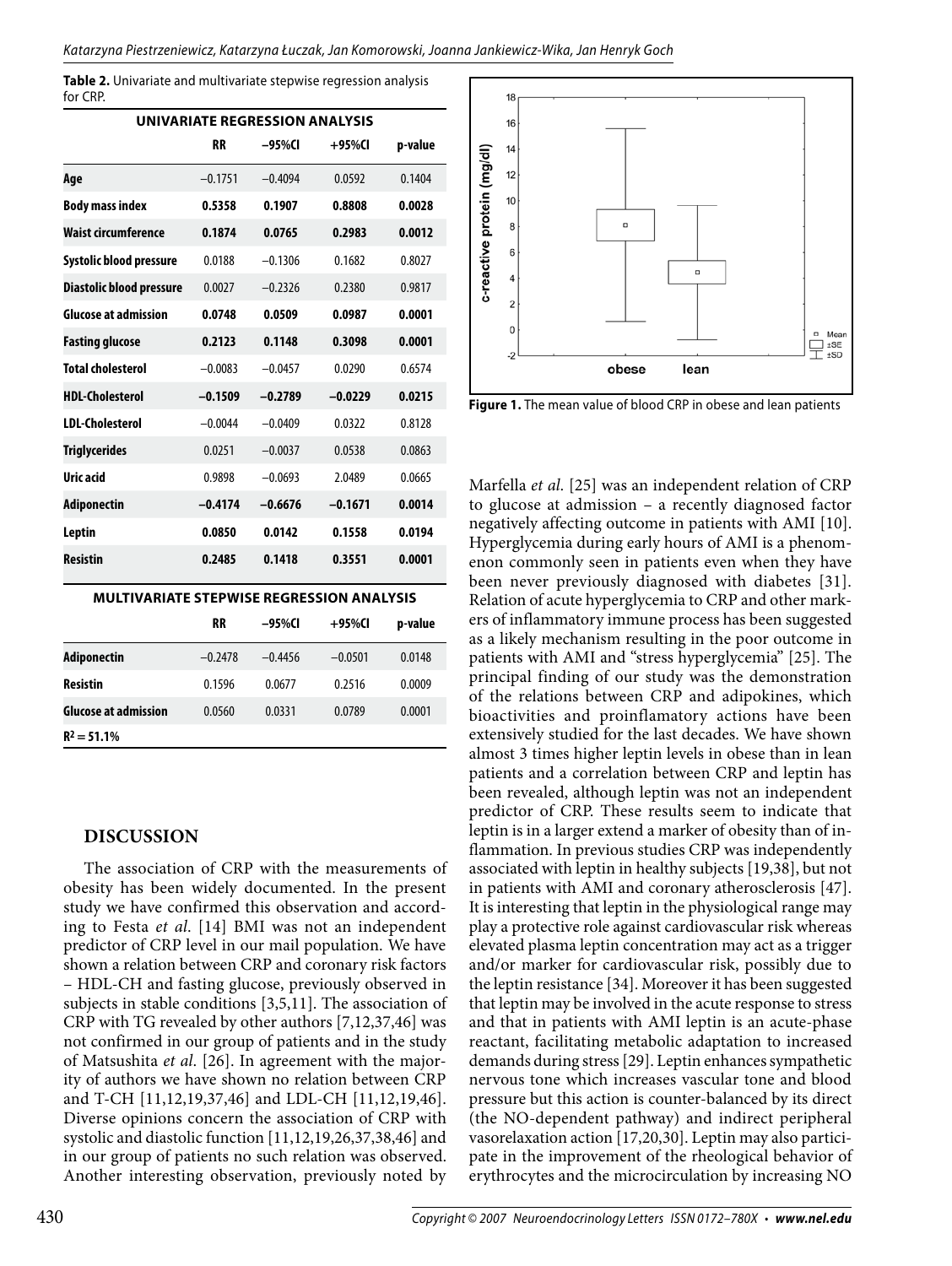**Table 2.** Univariate and multivariate stepwise regression analysis for CRP.

| UNIVARIATE REGRESSION ANALYSIS | | | | |
|---|---|---|---|---|
| | RR | –95%CI | +95%CI | p-value |
| **Age** | –0.1751 | –0.4094 | 0.0592 | 0.1404 |
| **Body mass index** | **0.5358** | **0.1907** | **0.8808** | **0.0028** |
| **Waist circumference** | **0.1874** | **0.0765** | **0.2983** | **0.0012** |
| **Systolic blood pressure** | 0.0188 | –0.1306 | 0.1682 | 0.8027 |
| **Diastolic blood pressure** | 0.0027 | –0.2326 | 0.2380 | 0.9817 |
| **Glucose at admission** | **0.0748** | **0.0509** | **0.0987** | **0.0001** |
| **Fasting glucose** | **0.2123** | **0.1148** | **0.3098** | **0.0001** |
| **Total cholesterol** | –0.0083 | –0.0457 | 0.0290 | 0.6574 |
| **HDL-Cholesterol** | **–0.1509** | **–0.2789** | **–0.0229** | **0.0215** |
| **LDL-Cholesterol** | –0.0044 | –0.0409 | 0.0322 | 0.8128 |
| **Triglycerides** | 0.0251 | –0.0037 | 0.0538 | 0.0863 |
| **Uric acid** | 0.9898 | –0.0693 | 2.0489 | 0.0665 |
| **Adiponectin** | **–0.4174** | **–0.6676** | **–0.1671** | **0.0014** |
| **Leptin** | **0.0850** | **0.0142** | **0.1558** | **0.0194** |
| **Resistin** | **0.2485** | **0.1418** | **0.3551** | **0.0001** |

| MULTIVARIATE STEPWISE REGRESSION ANALYSIS | | | | |
|---|---|---|---|---|
| | RR | –95%CI | +95%CI | p-value |
| **Adiponectin** | –0.2478 | –0.4456 | –0.0501 | 0.0148 |
| **Resistin** | 0.1596 | 0.0677 | 0.2516 | 0.0009 |
| **Glucose at admission** | 0.0560 | 0.0331 | 0.0789 | 0.0001 |
| **$R^2$ = 51.1%** | | | | |

**Figure 1.** The mean value of blood CRP in obese and lean patients

## DISCUSSION

The association of CRP with the measurements of obesity has been widely documented. In the present study we have confirmed this observation and according to Festa *et al.* [14] BMI was not an independent predictor of CRP level in our mail population. We have shown a relation between CRP and coronary risk factors – HDL-CH and fasting glucose, previously observed in subjects in stable conditions [3,5,11]. The association of CRP with TG revealed by other authors [7,12,37,46] was not confirmed in our group of patients and in the study of Matsushita *et al.* [26]. In agreement with the majority of authors we have shown no relation between CRP and T-CH [11,12,19,37,46] and LDL-CH [11,12,19,46]. Diverse opinions concern the association of CRP with systolic and diastolic function [11,12,19,26,37,38,46] and in our group of patients no such relation was observed. Another interesting observation, previously noted by Marfella *et al.* [25] was an independent relation of CRP to glucose at admission – a recently diagnosed factor negatively affecting outcome in patients with AMI [10]. Hyperglycemia during early hours of AMI is a phenomenon commonly seen in patients even when they have been never previously diagnosed with diabetes [31]. Relation of acute hyperglycemia to CRP and other markers of inflammatory immune process has been suggested as a likely mechanism resulting in the poor outcome in patients with AMI and "stress hyperglycemia" [25]. The principal finding of our study was the demonstration of the relations between CRP and adipokines, which bioactivities and proinflamatory actions have been extensively studied for the last decades. We have shown almost 3 times higher leptin levels in obese than in lean patients and a correlation between CRP and leptin has been revealed, although leptin was not an independent predictor of CRP. These results seem to indicate that leptin is in a larger extend a marker of obesity than of inflammation. In previous studies CRP was independently associated with leptin in healthy subjects [19,38], but not in patients with AMI and coronary atherosclerosis [47]. It is interesting that leptin in the physiological range may play a protective role against cardiovascular risk whereas elevated plasma leptin concentration may act as a trigger and/or marker for cardiovascular risk, possibly due to the leptin resistance [34]. Moreover it has been suggested that leptin may be involved in the acute response to stress and that in patients with AMI leptin is an acute-phase reactant, facilitating metabolic adaptation to increased demands during stress [29]. Leptin enhances sympathetic nervous tone which increases vascular tone and blood pressure but this action is counter-balanced by its direct (the NO-dependent pathway) and indirect peripheral vasorelaxation action [17,20,30]. Leptin may also participate in the improvement of the rheological behavior of erythrocytes and the microcirculation by increasing NO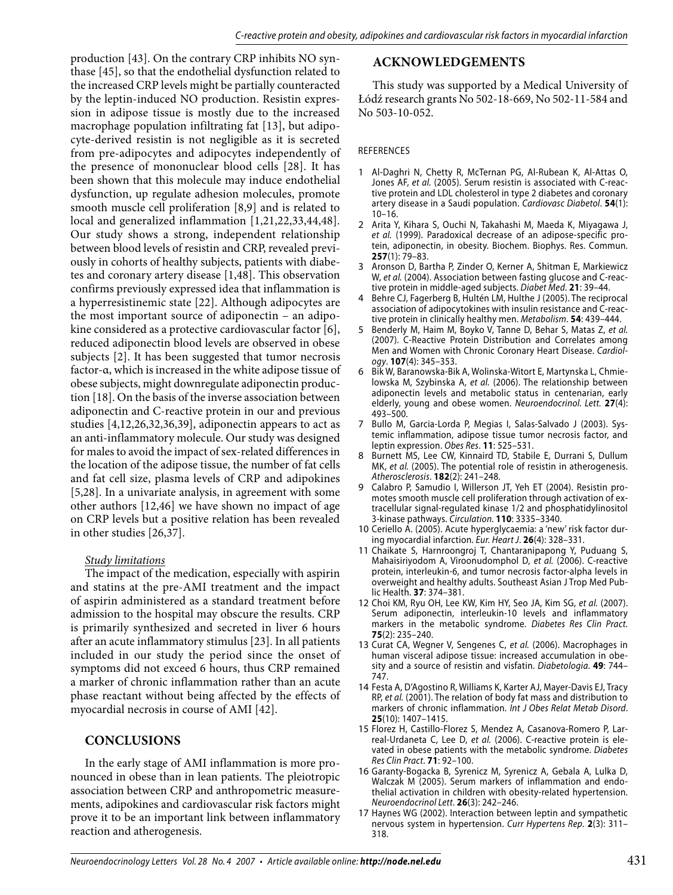production [43]. On the contrary CRP inhibits NO synthase [45], so that the endothelial dysfunction related to the increased CRP levels might be partially counteracted by the leptin-induced NO production. Resistin expression in adipose tissue is mostly due to the increased macrophage population infiltrating fat [13], but adipocyte-derived resistin is not negligible as it is secreted from pre-adipocytes and adipocytes independently of the presence of mononuclear blood cells [28]. It has been shown that this molecule may induce endothelial dysfunction, up regulate adhesion molecules, promote smooth muscle cell proliferation [8,9] and is related to local and generalized inflammation [1,21,22,33,44,48]. Our study shows a strong, independent relationship between blood levels of resistin and CRP, revealed previously in cohorts of healthy subjects, patients with diabetes and coronary artery disease [1,48]. This observation confirms previously expressed idea that inflammation is a hyperresistinemic state [22]. Although adipocytes are the most important source of adiponectin – an adipokine considered as a protective cardiovascular factor [6], reduced adiponectin blood levels are observed in obese subjects [2]. It has been suggested that tumor necrosis factor-α, which is increased in the white adipose tissue of obese subjects, might downregulate adiponectin production [18]. On the basis of the inverse association between adiponectin and C-reactive protein in our and previous studies [4,12,26,32,36,39], adiponectin appears to act as an anti-inflammatory molecule. Our study was designed for males to avoid the impact of sex-related differences in the location of the adipose tissue, the number of fat cells and fat cell size, plasma levels of CRP and adipokines [5,28]. In a univariate analysis, in agreement with some other authors [12,46] we have shown no impact of age on CRP levels but a positive relation has been revealed in other studies [26,37].

*Study limitations*

The impact of the medication, especially with aspirin and statins at the pre-AMI treatment and the impact of aspirin administered as a standard treatment before admission to the hospital may obscure the results. CRP is primarily synthesized and secreted in liver 6 hours after an acute inflammatory stimulus [23]. In all patients included in our study the period since the onset of symptoms did not exceed 6 hours, thus CRP remained a marker of chronic inflammation rather than an acute phase reactant without being affected by the effects of myocardial necrosis in course of AMI [42].

## CONCLUSIONS

In the early stage of AMI inflammation is more pronounced in obese than in lean patients. The pleiotropic association between CRP and anthropometric measurements, adipokines and cardiovascular risk factors might prove it to be an important link between inflammatory reaction and atherogenesis.

## ACKNOWLEDGEMENTS

This study was supported by a Medical University of Łódź research grants No 502-18-669, No 502-11-584 and No 503-10-052.

### REFERENCES

1. Al-Daghri N, Chetty R, McTernan PG, Al-Rubean K, Al-Attas O, Jones AF, *et al.* (2005). Serum resistin is associated with C-reactive protein and LDL cholesterol in type 2 diabetes and coronary artery disease in a Saudi population. *Cardiovasc Diabetol*. **54**(1): 10–16.
2. Arita Y, Kihara S, Ouchi N, Takahashi M, Maeda K, Miyagawa J, *et al.* (1999). Paradoxical decrease of an adipose-specific protein, adiponectin, in obesity. Biochem. Biophys. Res. Commun. **257**(1): 79–83.
3. Aronson D, Bartha P, Zinder O, Kerner A, Shitman E, Markiewicz W, *et al.* (2004). Association between fasting glucose and C-reactive protein in middle-aged subjects. *Diabet Med*. **21**: 39–44.
4. Behre CJ, Fagerberg B, Hultén LM, Hulthe J (2005). The reciprocal association of adipocytokines with insulin resistance and C-reactive protein in clinically healthy men. *Metabolism*. **54**: 439–444.
5. Benderly M, Haim M, Boyko V, Tanne D, Behar S, Matas Z, *et al.* (2007). C-Reactive Protein Distribution and Correlates among Men and Women with Chronic Coronary Heart Disease. *Cardiology*. **107**(4): 345–353.
6. Bik W, Baranowska-Bik A, Wolinska-Witort E, Martynska L, Chmielowska M, Szybinska A, *et al.* (2006). The relationship between adiponectin levels and metabolic status in centenarian, early elderly, young and obese women. *Neuroendocrinol. Lett.* **27**(4): 493–500.
7. Bullo M, Garcia-Lorda P, Megias I, Salas-Salvado J (2003). Systemic inflammation, adipose tissue tumor necrosis factor, and leptin expression. *Obes Res*. **11**: 525–531.
8. Burnett MS, Lee CW, Kinnaird TD, Stabile E, Durrani S, Dullum MK, *et al.* (2005). The potential role of resistin in atherogenesis. *Atherosclerosis*. **182**(2): 241–248.
9. Calabro P, Samudio I, Willerson JT, Yeh ET (2004). Resistin promotes smooth muscle cell proliferation through activation of extracellular signal-regulated kinase 1/2 and phosphatidylinositol 3-kinase pathways. *Circulation*. **110**: 3335–3340.
10. Ceriello A. (2005). Acute hyperglycaemia: a 'new' risk factor during myocardial infarction. *Eur. Heart J*. **26**(4): 328–331.
11. Chaikate S, Harnroongroj T, Chantaranipapong Y, Puduang S, Mahaisiriyodom A, Viroonudomphol D, *et al.* (2006). C-reactive protein, interleukin-6, and tumor necrosis factor-alpha levels in overweight and healthy adults. Southeast Asian J Trop Med Public Health. **37**: 374–381.
12. Choi KM, Ryu OH, Lee KW, Kim HY, Seo JA, Kim SG, *et al.* (2007). Serum adiponectin, interleukin-10 levels and inflammatory markers in the metabolic syndrome. *Diabetes Res Clin Pract.* **75**(2): 235–240.
13. Curat CA, Wegner V, Sengenes C, *et al.* (2006). Macrophages in human visceral adipose tissue: increased accumulation in obesity and a source of resistin and visfatin. *Diabetologia*. **49**: 744–747.
14. Festa A, D'Agostino R, Williams K, Karter AJ, Mayer-Davis EJ, Tracy RP, *et al.* (2001). The relation of body fat mass and distribution to markers of chronic inflammation. *Int J Obes Relat Metab Disord*. **25**(10): 1407–1415.
15. Florez H, Castillo-Florez S, Mendez A, Casanova-Romero P, Larreal-Urdaneta C, Lee D, *et al.* (2006). C-reactive protein is elevated in obese patients with the metabolic syndrome. *Diabetes Res Clin Pract*. **71**: 92–100.
16. Garanty-Bogacka B, Syrenicz M, Syrenicz A, Gebala A, Lulka D, Walczak M (2005). Serum markers of inflammation and endothelial activation in children with obesity-related hypertension. *Neuroendocrinol Lett*. **26**(3): 242–246.
17. Haynes WG (2002). Interaction between leptin and sympathetic nervous system in hypertension. *Curr Hypertens Rep*. **2**(3): 311–318.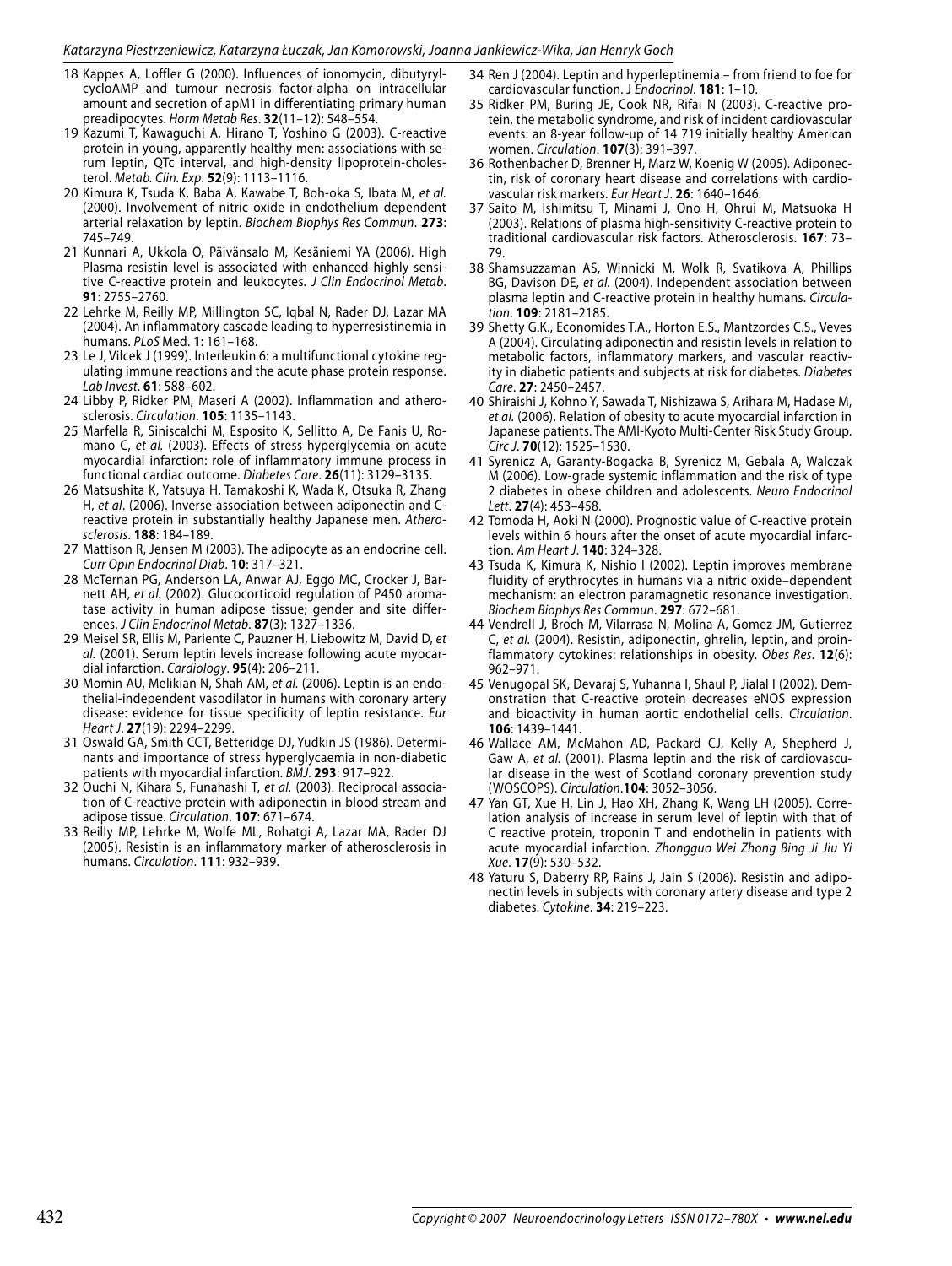18 Kappes A, Loffler G (2000). Influences of ionomycin, dibutyryl-cycloAMP and tumour necrosis factor-alpha on intracellular amount and secretion of apM1 in differentiating primary human preadipocytes. *Horm Metab Res*. **32**(11–12): 548–554.

19 Kazumi T, Kawaguchi A, Hirano T, Yoshino G (2003). C-reactive protein in young, apparently healthy men: associations with serum leptin, QTc interval, and high-density lipoprotein-cholesterol. *Metab. Clin. Exp.* **52**(9): 1113–1116.

20 Kimura K, Tsuda K, Baba A, Kawabe T, Boh-oka S, Ibata M, *et al.* (2000). Involvement of nitric oxide in endothelium dependent arterial relaxation by leptin. *Biochem Biophys Res Commun*. **273**: 745–749.

21 Kunnari A, Ukkola O, Päivänsalo M, Kesäniemi YA (2006). High Plasma resistin level is associated with enhanced highly sensitive C-reactive protein and leukocytes. *J Clin Endocrinol Metab*. **91**: 2755–2760.

22 Lehrke M, Reilly MP, Millington SC, Iqbal N, Rader DJ, Lazar MA (2004). An inflammatory cascade leading to hyperresistinemia in humans. *PLoS* Med. **1**: 161–168.

23 Le J, Vilcek J (1999). Interleukin 6: a multifunctional cytokine regulating immune reactions and the acute phase protein response. *Lab Invest*. **61**: 588–602.

24 Libby P, Ridker PM, Maseri A (2002). Inflammation and atherosclerosis. *Circulation*. **105**: 1135–1143.

25 Marfella R, Siniscalchi M, Esposito K, Sellitto A, De Fanis U, Romano C, *et al.* (2003). Effects of stress hyperglycemia on acute myocardial infarction: role of inflammatory immune process in functional cardiac outcome. *Diabetes Care*. **26**(11): 3129–3135.

26 Matsushita K, Yatsuya H, Tamakoshi K, Wada K, Otsuka R, Zhang H, *et al*. (2006). Inverse association between adiponectin and C-reactive protein in substantially healthy Japanese men. *Atherosclerosis*. **188**: 184–189.

27 Mattison R, Jensen M (2003). The adipocyte as an endocrine cell. *Curr Opin Endocrinol Diab*. **10**: 317–321.

28 McTernan PG, Anderson LA, Anwar AJ, Eggo MC, Crocker J, Barnett AH, *et al.* (2002). Glucocorticoid regulation of P450 aromatase activity in human adipose tissue; gender and site differences. *J Clin Endocrinol Metab*. **87**(3): 1327–1336.

29 Meisel SR, Ellis M, Pariente C, Pauzner H, Liebowitz M, David D, *et al.* (2001). Serum leptin levels increase following acute myocardial infarction. *Cardiology*. **95**(4): 206–211.

30 Momin AU, Melikian N, Shah AM, *et al.* (2006). Leptin is an endothelial-independent vasodilator in humans with coronary artery disease: evidence for tissue specificity of leptin resistance. *Eur Heart J*. **27**(19): 2294–2299.

31 Oswald GA, Smith CCT, Betteridge DJ, Yudkin JS (1986). Determinants and importance of stress hyperglycaemia in non-diabetic patients with myocardial infarction. *BMJ*. **293**: 917–922.

32 Ouchi N, Kihara S, Funahashi T, *et al.* (2003). Reciprocal association of C-reactive protein with adiponectin in blood stream and adipose tissue. *Circulation*. **107**: 671–674.

33 Reilly MP, Lehrke M, Wolfe ML, Rohatgi A, Lazar MA, Rader DJ (2005). Resistin is an inflammatory marker of atherosclerosis in humans. *Circulation*. **111**: 932–939.

34 Ren J (2004). Leptin and hyperleptinemia – from friend to foe for cardiovascular function. J *Endocrinol*. **181**: 1–10.

35 Ridker PM, Buring JE, Cook NR, Rifai N (2003). C-reactive protein, the metabolic syndrome, and risk of incident cardiovascular events: an 8-year follow-up of 14 719 initially healthy American women. *Circulation*. **107**(3): 391–397.

36 Rothenbacher D, Brenner H, Marz W, Koenig W (2005). Adiponectin, risk of coronary heart disease and correlations with cardiovascular risk markers. *Eur Heart J*. **26**: 1640–1646.

37 Saito M, Ishimitsu T, Minami J, Ono H, Ohrui M, Matsuoka H (2003). Relations of plasma high-sensitivity C-reactive protein to traditional cardiovascular risk factors. Atherosclerosis. **167**: 73–79.

38 Shamsuzzaman AS, Winnicki M, Wolk R, Svatikova A, Phillips BG, Davison DE, *et al.* (2004). Independent association between plasma leptin and C-reactive protein in healthy humans. *Circulation*. **109**: 2181–2185.

39 Shetty G.K., Economides T.A., Horton E.S., Mantzordes C.S., Veves A (2004). Circulating adiponectin and resistin levels in relation to metabolic factors, inflammatory markers, and vascular reactivity in diabetic patients and subjects at risk for diabetes. *Diabetes Care*. **27**: 2450–2457.

40 Shiraishi J, Kohno Y, Sawada T, Nishizawa S, Arihara M, Hadase M, *et al.* (2006). Relation of obesity to acute myocardial infarction in Japanese patients. The AMI-Kyoto Multi-Center Risk Study Group. *Circ J*. **70**(12): 1525–1530.

41 Syrenicz A, Garanty-Bogacka B, Syrenicz M, Gebala A, Walczak M (2006). Low-grade systemic inflammation and the risk of type 2 diabetes in obese children and adolescents. *Neuro Endocrinol Lett*. **27**(4): 453–458.

42 Tomoda H, Aoki N (2000). Prognostic value of C-reactive protein levels within 6 hours after the onset of acute myocardial infarction. *Am Heart J*. **140**: 324–328.

43 Tsuda K, Kimura K, Nishio I (2002). Leptin improves membrane fluidity of erythrocytes in humans via a nitric oxide–dependent mechanism: an electron paramagnetic resonance investigation. *Biochem Biophys Res Commun*. **297**: 672–681.

44 Vendrell J, Broch M, Vilarrasa N, Molina A, Gomez JM, Gutierrez C, *et al.* (2004). Resistin, adiponectin, ghrelin, leptin, and proinflammatory cytokines: relationships in obesity. *Obes Res*. **12**(6): 962–971.

45 Venugopal SK, Devaraj S, Yuhanna I, Shaul P, Jialal I (2002). Demonstration that C-reactive protein decreases eNOS expression and bioactivity in human aortic endothelial cells. *Circulation*. **106**: 1439–1441.

46 Wallace AM, McMahon AD, Packard CJ, Kelly A, Shepherd J, Gaw A, *et al.* (2001). Plasma leptin and the risk of cardiovascular disease in the west of Scotland coronary prevention study (WOSCOPS). *Circulation*.**104**: 3052–3056.

47 Yan GT, Xue H, Lin J, Hao XH, Zhang K, Wang LH (2005). Correlation analysis of increase in serum level of leptin with that of C reactive protein, troponin T and endothelin in patients with acute myocardial infarction. *Zhongguo Wei Zhong Bing Ji Jiu Yi Xue*. **17**(9): 530–532.

48 Yaturu S, Daberry RP, Rains J, Jain S (2006). Resistin and adiponectin levels in subjects with coronary artery disease and type 2 diabetes. *Cytokine*. **34**: 219–223.